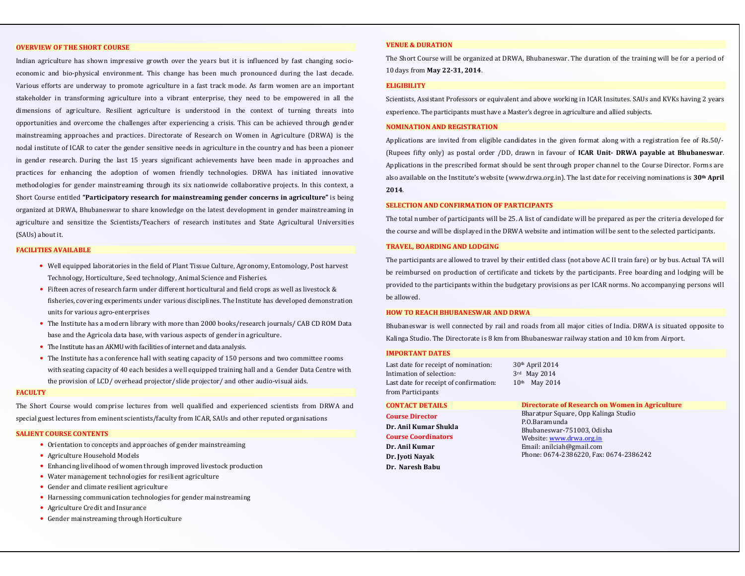## OVERVIEW OF THE SHORT COURSE

Indian agriculture has shown impressive growth over the years but it is influenced by fast changing socio-economic and bio-physical environment. This change has been much pronounced during the last decade. Various efforts are underway to promote agriculture in a fast track mode. As farm women are an important stakeholder in transforming agriculture into a vibrant enterprise, they need to be empowered in all the dimensions of agriculture. Resilient agriculture is understood in the context of turning threats into opportunities and overcome the challenges after experiencing a crisis. This can be achieved through gender mainstreaming approaches and practices. Directorate of Research on Women in Agriculture (DRWA) is the nodal institute of ICAR to cater the gender sensitive needs in agriculture in the country and has been a pioneer in gender research. During the last 15 years significant achievements have been made in approaches and practices for enhancing the adoption of women friendly technologies. DRWA has initiated innovative methodologies for gender mainstreaming through its six nationwide collaborative projects. In this context, a Short Course entitled **"Participatory research for mainstreaming gender concerns in agriculture"** is being organized at DRWA, Bhubaneswar to share knowledge on the latest development in gender mainstreaming in agriculture and sensitize the Scientists/Teachers of research institutes and State Agricultural Universities (SAUs) about it.

## FACILITIES AVAILABLE

- Well equipped laboratories in the field of Plant Tissue Culture, Agronomy, Entomology, Post harvest Technology, Horticulture, Seed technology, Animal Science and Fisheries.
- Fifteen acres of research farm under different horticultural and field crops as well as livestock & fisheries, covering experiments under various disciplines. The Institute has developed demonstration units for various agro-enterprises
- The Institute has a modern library with more than 2000 books/research journals/ CAB CD ROM Data base and the Agricola data base, with various aspects of gender in agriculture.
- The Institute has an AKMU with facilities of internet and data analysis.
- The Institute has a conference hall with seating capacity of 150 persons and two committee rooms with seating capacity of 40 each besides a well equipped training hall and a Gender Data Centre with the provision of LCD/ overhead projector/slide projector/ and other audio-visual aids.

## FACULTY

The Short Course would comprise lectures from well qualified and experienced scientists from DRWA and special guest lectures from eminent scientists/faculty from ICAR, SAUs and other reputed organisations

## SALIENT COURSE CONTENTS

- Orientation to concepts and approaches of gender mainstreaming
- Agriculture Household Models
- Enhancing livelihood of women through improved livestock production
- Water management technologies for resilient agriculture
- Gender and climate resilient agriculture
- Harnessing communication technologies for gender mainstreaming
- Agriculture Credit and Insurance
- Gender mainstreaming through Horticulture

## VENUE & DURATION

The Short Course will be organized at DRWA, Bhubaneswar. The duration of the training will be for a period of 10 days from **May 22-31, 2014**.

## ELIGIBILITY

Scientists, Assistant Professors or equivalent and above working in ICAR Insitutes. SAUs and KVKs having 2 years experience. The participants must have a Master's degree in agriculture and allied subjects.

## NOMINATION AND REGISTRATION

Applications are invited from eligible candidates in the given format along with a registration fee of Rs.50/- (Rupees fifty only) as postal order /DD, drawn in favour of **ICAR Unit- DRWA payable at Bhubaneswar**. Applications in the prescribed format should be sent through proper channel to the Course Director. Forms are also available on the Institute's website (www.drwa.org.in). The last date for receiving nominations is **30th April 2014**.

## SELECTION AND CONFIRMATION OF PARTICIPANTS

The total number of participants will be 25. A list of candidate will be prepared as per the criteria developed for the course and will be displayed in the DRWA website and intimation will be sent to the selected participants.

## TRAVEL, BOARDING AND LODGING

The participants are allowed to travel by their entitled class (not above AC II train fare) or by bus. Actual TA will be reimbursed on production of certificate and tickets by the participants. Free boarding and lodging will be provided to the participants within the budgetary provisions as per ICAR norms. No accompanying persons will be allowed.

## HOW TO REACH BHUBANESWAR AND DRWA

Bhubaneswar is well connected by rail and roads from all major cities of India. DRWA is situated opposite to Kalinga Studio. The Directorate is 8 km from Bhubaneswar railway station and 10 km from Airport.

## IMPORTANT DATES

| | |
|---|---|
| Last date for receipt of nomination: | 30th April 2014 |
| Intimation of selection: | 3rd May 2014 |
| Last date for receipt of confirmation: from Participants | 10th May 2014 |

## CONTACT DETAILS

**Course Director**

**Dr. Anil Kumar Shukla**

**Course Coordinators**

**Dr. Anil Kumar**

**Dr. Jyoti Nayak**

**Dr. Naresh Babu**

**Directorate of Research on Women in Agriculture**

Bharatpur Square, Opp Kalinga Studio
P.O.Baramunda
Bhubaneswar-751003, Odisha
Website: www.drwa.org.in
Email: anilciah@gmail.com
Phone: 0674-2386220, Fax: 0674-2386242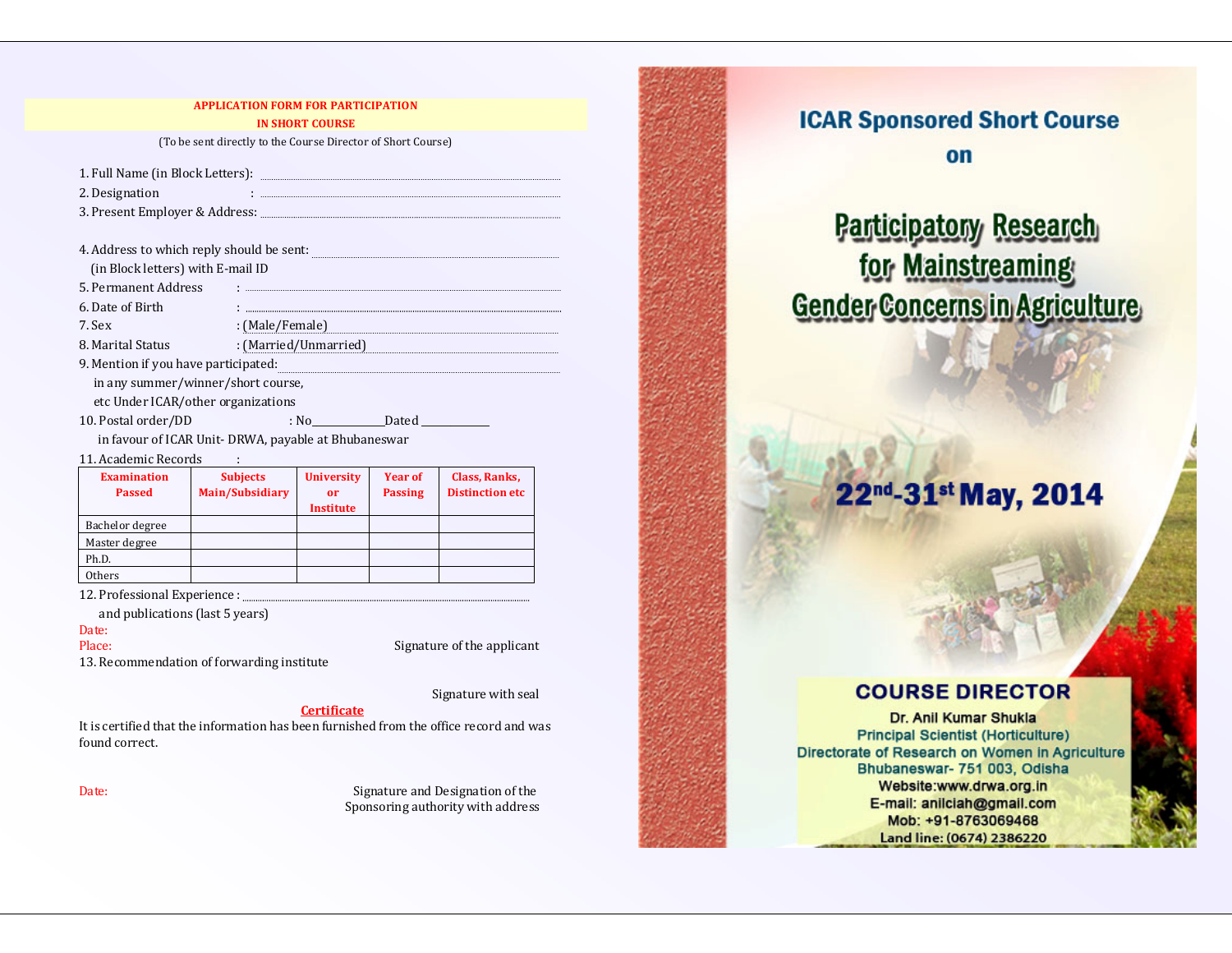## APPLICATION FORM FOR PARTICIPATION IN SHORT COURSE

(To be sent directly to the Course Director of Short Course)

1. Full Name (in Block Letters): ..................................................
2. Designation : ..................................................
3. Present Employer & Address: ..................................................
4. Address to which reply should be sent: ..................................................
   (in Block letters) with E-mail ID
5. Permanent Address : ..................................................
6. Date of Birth : ..................................................
7. Sex : (Male/Female)
8. Marital Status : (Married/Unmarried)
9. Mention if you have participated: ..................................................
   in any summer/winner/short course,
   etc Under ICAR/other organizations
10. Postal order/DD : No\_\_\_\_\_\_\_\_\_\_\_Dated \_\_\_\_\_\_\_\_\_\_\_
    in favour of ICAR Unit- DRWA, payable at Bhubaneswar
11. Academic Records :

| Examination Passed | Subjects Main/Subsidiary | University or Institute | Year of Passing | Class, Ranks, Distinction etc |
|---|---|---|---|---|
| Bachelor degree | | | | |
| Master degree | | | | |
| Ph.D. | | | | |
| Others | | | | |

12. Professional Experience : ..................................................
    and publications (last 5 years)

Date:

Place: Signature of the applicant

13. Recommendation of forwarding institute

Signature with seal

**Certificate**

It is certified that the information has been furnished from the office record and was found correct.

Date: Signature and Designation of the Sponsoring authority with address

# ICAR Sponsored Short Course on

# Participatory Research for Mainstreaming Gender Concerns in Agriculture

## 22nd-31st May, 2014

## COURSE DIRECTOR

Dr. Anil Kumar Shukla
Principal Scientist (Horticulture)
Directorate of Research on Women in Agriculture
Bhubaneswar- 751 003, Odisha
Website:www.drwa.org.in
E-mail: anilciah@gmail.com
Mob: +91-8763069468
Land line: (0674) 2386220